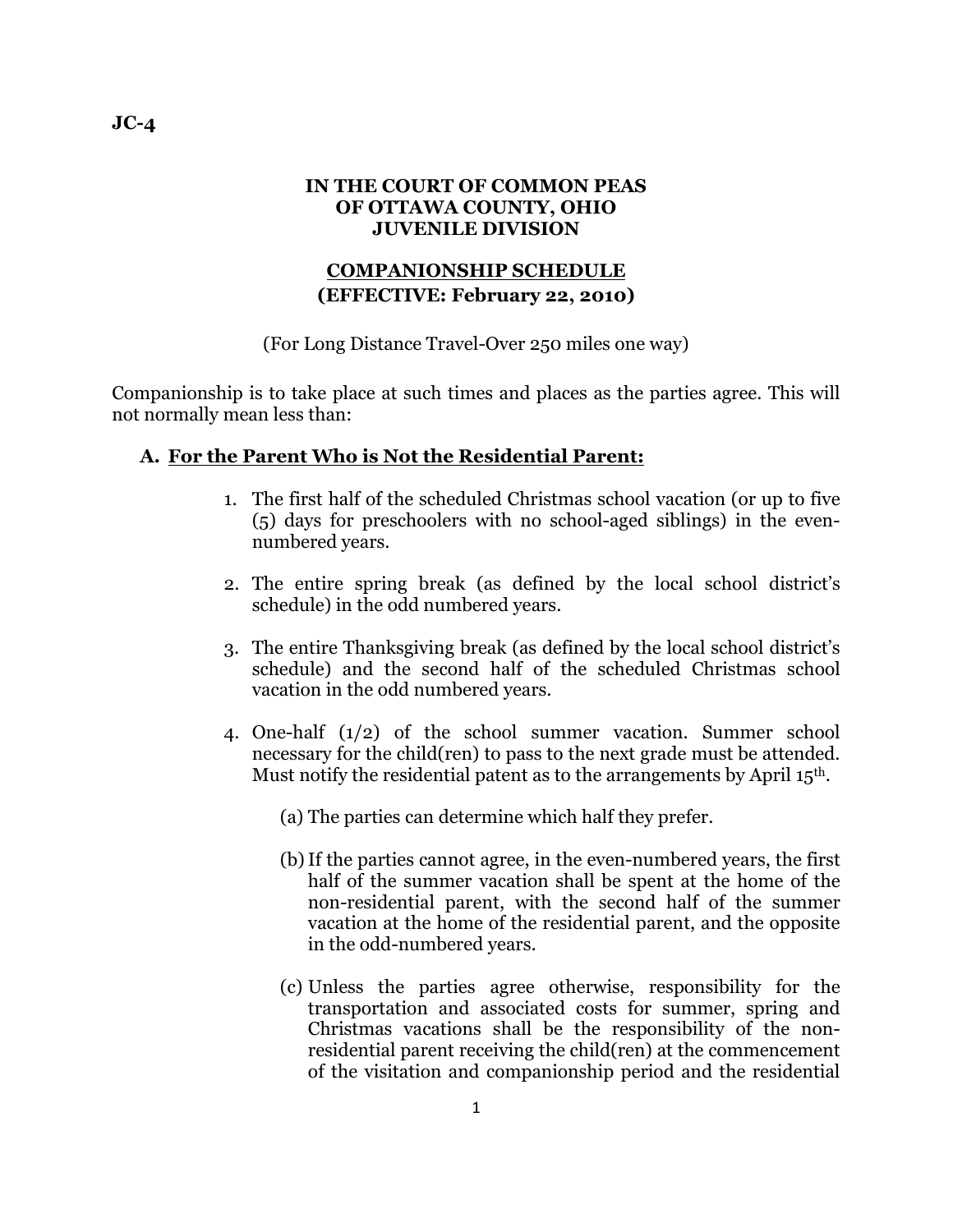JC-4

**IN THE COURT OF COMMON PEAS**
**OF OTTAWA COUNTY, OHIO**
**JUVENILE DIVISION**

# COMPANIONSHIP SCHEDULE
**(EFFECTIVE: February 22, 2010)**

(For Long Distance Travel-Over 250 miles one way)

Companionship is to take place at such times and places as the parties agree. This will not normally mean less than:

## A. For the Parent Who is Not the Residential Parent:

1. The first half of the scheduled Christmas school vacation (or up to five (5) days for preschoolers with no school-aged siblings) in the even-numbered years.

2. The entire spring break (as defined by the local school district's schedule) in the odd numbered years.

3. The entire Thanksgiving break (as defined by the local school district's schedule) and the second half of the scheduled Christmas school vacation in the odd numbered years.

4. One-half (1/2) of the school summer vacation. Summer school necessary for the child(ren) to pass to the next grade must be attended. Must notify the residential patent as to the arrangements by April 15th.

   (a) The parties can determine which half they prefer.

   (b) If the parties cannot agree, in the even-numbered years, the first half of the summer vacation shall be spent at the home of the non-residential parent, with the second half of the summer vacation at the home of the residential parent, and the opposite in the odd-numbered years.

   (c) Unless the parties agree otherwise, responsibility for the transportation and associated costs for summer, spring and Christmas vacations shall be the responsibility of the non-residential parent receiving the child(ren) at the commencement of the visitation and companionship period and the residential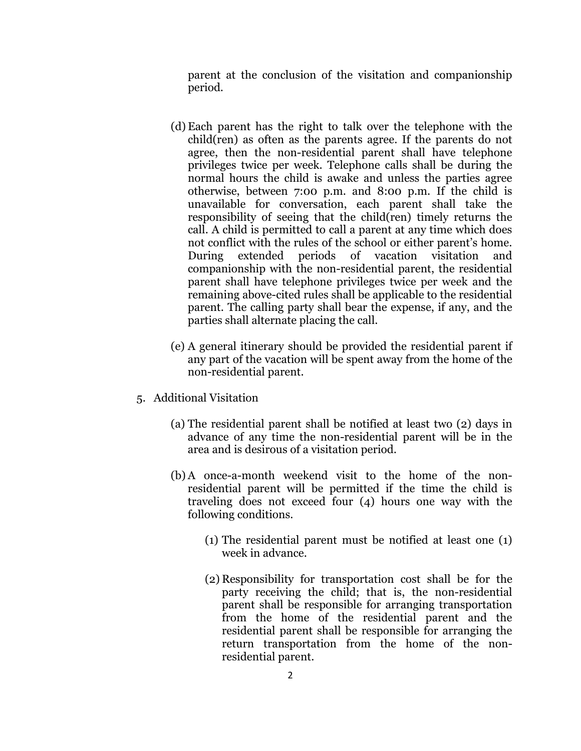parent at the conclusion of the visitation and companionship period.

(d) Each parent has the right to talk over the telephone with the child(ren) as often as the parents agree. If the parents do not agree, then the non-residential parent shall have telephone privileges twice per week. Telephone calls shall be during the normal hours the child is awake and unless the parties agree otherwise, between 7:00 p.m. and 8:00 p.m. If the child is unavailable for conversation, each parent shall take the responsibility of seeing that the child(ren) timely returns the call. A child is permitted to call a parent at any time which does not conflict with the rules of the school or either parent's home. During extended periods of vacation visitation and companionship with the non-residential parent, the residential parent shall have telephone privileges twice per week and the remaining above-cited rules shall be applicable to the residential parent. The calling party shall bear the expense, if any, and the parties shall alternate placing the call.

(e) A general itinerary should be provided the residential parent if any part of the vacation will be spent away from the home of the non-residential parent.

5. Additional Visitation

   (a) The residential parent shall be notified at least two (2) days in advance of any time the non-residential parent will be in the area and is desirous of a visitation period.

   (b) A once-a-month weekend visit to the home of the non-residential parent will be permitted if the time the child is traveling does not exceed four (4) hours one way with the following conditions.

      (1) The residential parent must be notified at least one (1) week in advance.

      (2) Responsibility for transportation cost shall be for the party receiving the child; that is, the non-residential parent shall be responsible for arranging transportation from the home of the residential parent and the residential parent shall be responsible for arranging the return transportation from the home of the non-residential parent.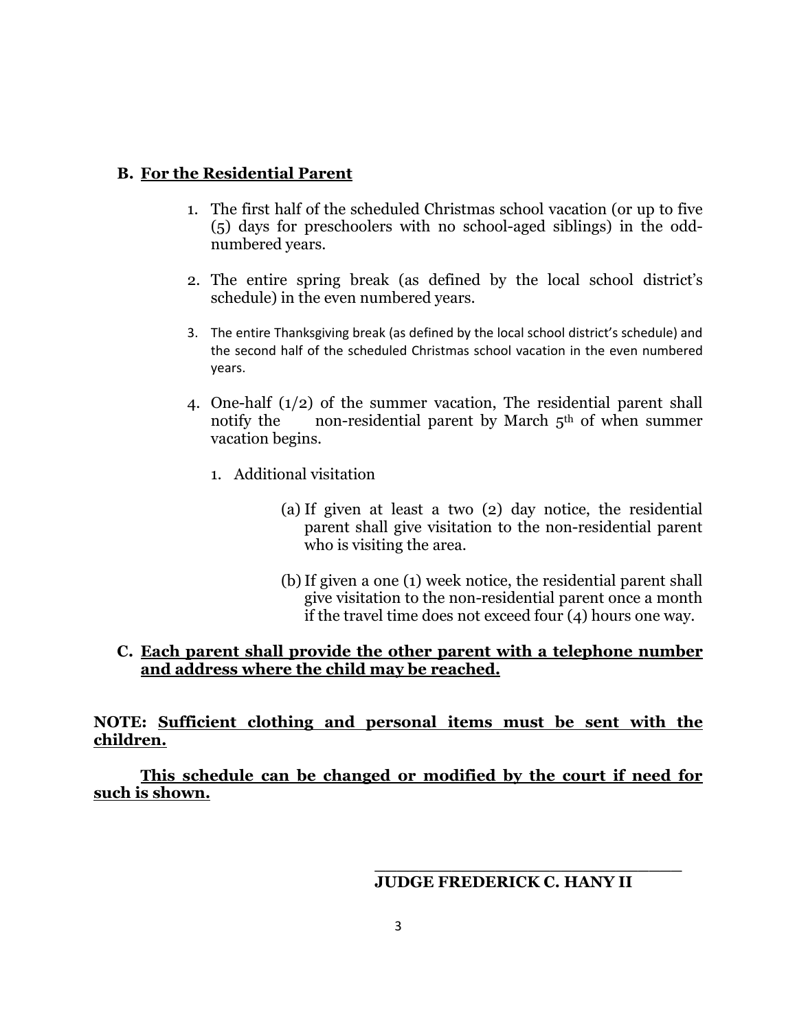**B. <u>For the Residential Parent</u>**

1. The first half of the scheduled Christmas school vacation (or up to five (5) days for preschoolers with no school-aged siblings) in the odd-numbered years.

2. The entire spring break (as defined by the local school district's schedule) in the even numbered years.

3. The entire Thanksgiving break (as defined by the local school district's schedule) and the second half of the scheduled Christmas school vacation in the even numbered years.

4. One-half (1/2) of the summer vacation, The residential parent shall notify the non-residential parent by March 5th of when summer vacation begins.

    1. Additional visitation

        (a) If given at least a two (2) day notice, the residential parent shall give visitation to the non-residential parent who is visiting the area.

        (b) If given a one (1) week notice, the residential parent shall give visitation to the non-residential parent once a month if the travel time does not exceed four (4) hours one way.

**C. <u>Each parent shall provide the other parent with a telephone number and address where the child may be reached.</u>**

**NOTE: <u>Sufficient clothing and personal items must be sent with the children.</u>**

**<u>This schedule can be changed or modified by the court if need for such is shown.</u>**

\_\_\_\_\_\_\_\_\_\_\_\_\_\_\_\_\_\_\_\_\_\_\_\_\_\_\_\_\_\_\_\_\_\_

**JUDGE FREDERICK C. HANY II**